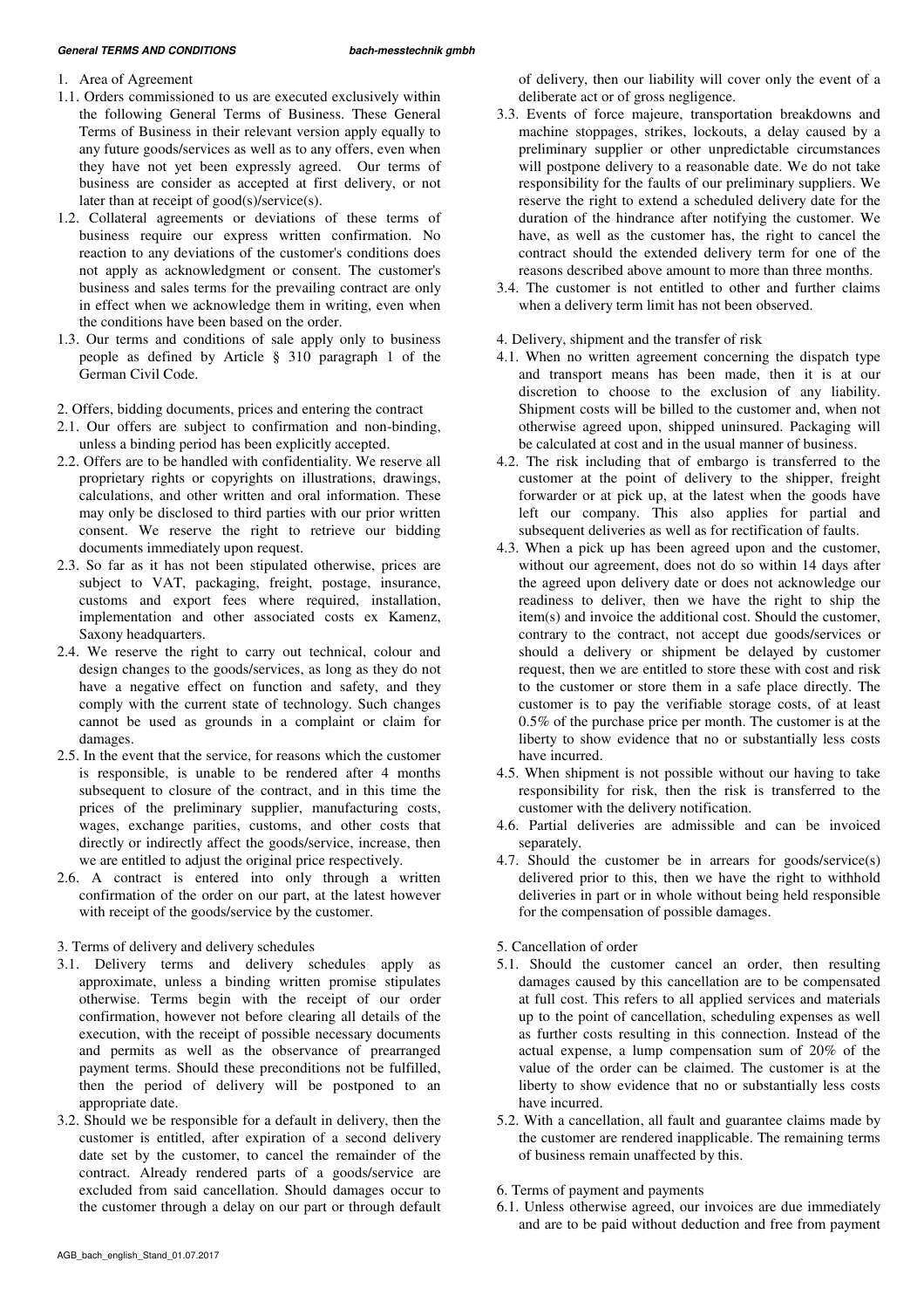1. Area of Agreement

1.1. Orders commissioned to us are executed exclusively within the following General Terms of Business. These General Terms of Business in their relevant version apply equally to any future goods/services as well as to any offers, even when they have not yet been expressly agreed. Our terms of business are consider as accepted at first delivery, or not later than at receipt of good(s)/service(s).

1.2. Collateral agreements or deviations of these terms of business require our express written confirmation. No reaction to any deviations of the customer's conditions does not apply as acknowledgment or consent. The customer's business and sales terms for the prevailing contract are only in effect when we acknowledge them in writing, even when the conditions have been based on the order.

1.3. Our terms and conditions of sale apply only to business people as defined by Article § 310 paragraph 1 of the German Civil Code.

2. Offers, bidding documents, prices and entering the contract

2.1. Our offers are subject to confirmation and non-binding, unless a binding period has been explicitly accepted.

2.2. Offers are to be handled with confidentiality. We reserve all proprietary rights or copyrights on illustrations, drawings, calculations, and other written and oral information. These may only be disclosed to third parties with our prior written consent. We reserve the right to retrieve our bidding documents immediately upon request.

2.3. So far as it has not been stipulated otherwise, prices are subject to VAT, packaging, freight, postage, insurance, customs and export fees where required, installation, implementation and other associated costs ex Kamenz, Saxony headquarters.

2.4. We reserve the right to carry out technical, colour and design changes to the goods/services, as long as they do not have a negative effect on function and safety, and they comply with the current state of technology. Such changes cannot be used as grounds in a complaint or claim for damages.

2.5. In the event that the service, for reasons which the customer is responsible, is unable to be rendered after 4 months subsequent to closure of the contract, and in this time the prices of the preliminary supplier, manufacturing costs, wages, exchange parities, customs, and other costs that directly or indirectly affect the goods/service, increase, then we are entitled to adjust the original price respectively.

2.6. A contract is entered into only through a written confirmation of the order on our part, at the latest however with receipt of the goods/service by the customer.

3. Terms of delivery and delivery schedules

3.1. Delivery terms and delivery schedules apply as approximate, unless a binding written promise stipulates otherwise. Terms begin with the receipt of our order confirmation, however not before clearing all details of the execution, with the receipt of possible necessary documents and permits as well as the observance of prearranged payment terms. Should these preconditions not be fulfilled, then the period of delivery will be postponed to an appropriate date.

3.2. Should we be responsible for a default in delivery, then the customer is entitled, after expiration of a second delivery date set by the customer, to cancel the remainder of the contract. Already rendered parts of a goods/service are excluded from said cancellation. Should damages occur to the customer through a delay on our part or through default of delivery, then our liability will cover only the event of a deliberate act or of gross negligence.

3.3. Events of force majeure, transportation breakdowns and machine stoppages, strikes, lockouts, a delay caused by a preliminary supplier or other unpredictable circumstances will postpone delivery to a reasonable date. We do not take responsibility for the faults of our preliminary suppliers. We reserve the right to extend a scheduled delivery date for the duration of the hindrance after notifying the customer. We have, as well as the customer has, the right to cancel the contract should the extended delivery term for one of the reasons described above amount to more than three months.

3.4. The customer is not entitled to other and further claims when a delivery term limit has not been observed.

4. Delivery, shipment and the transfer of risk

4.1. When no written agreement concerning the dispatch type and transport means has been made, then it is at our discretion to choose to the exclusion of any liability. Shipment costs will be billed to the customer and, when not otherwise agreed upon, shipped uninsured. Packaging will be calculated at cost and in the usual manner of business.

4.2. The risk including that of embargo is transferred to the customer at the point of delivery to the shipper, freight forwarder or at pick up, at the latest when the goods have left our company. This also applies for partial and subsequent deliveries as well as for rectification of faults.

4.3. When a pick up has been agreed upon and the customer, without our agreement, does not do so within 14 days after the agreed upon delivery date or does not acknowledge our readiness to deliver, then we have the right to ship the item(s) and invoice the additional cost. Should the customer, contrary to the contract, not accept due goods/services or should a delivery or shipment be delayed by customer request, then we are entitled to store these with cost and risk to the customer or store them in a safe place directly. The customer is to pay the verifiable storage costs, of at least 0.5% of the purchase price per month. The customer is at the liberty to show evidence that no or substantially less costs have incurred.

4.5. When shipment is not possible without our having to take responsibility for risk, then the risk is transferred to the customer with the delivery notification.

4.6. Partial deliveries are admissible and can be invoiced separately.

4.7. Should the customer be in arrears for goods/service(s) delivered prior to this, then we have the right to withhold deliveries in part or in whole without being held responsible for the compensation of possible damages.

5. Cancellation of order

5.1. Should the customer cancel an order, then resulting damages caused by this cancellation are to be compensated at full cost. This refers to all applied services and materials up to the point of cancellation, scheduling expenses as well as further costs resulting in this connection. Instead of the actual expense, a lump compensation sum of 20% of the value of the order can be claimed. The customer is at the liberty to show evidence that no or substantially less costs have incurred.

5.2. With a cancellation, all fault and guarantee claims made by the customer are rendered inapplicable. The remaining terms of business remain unaffected by this.

6. Terms of payment and payments

6.1. Unless otherwise agreed, our invoices are due immediately and are to be paid without deduction and free from payment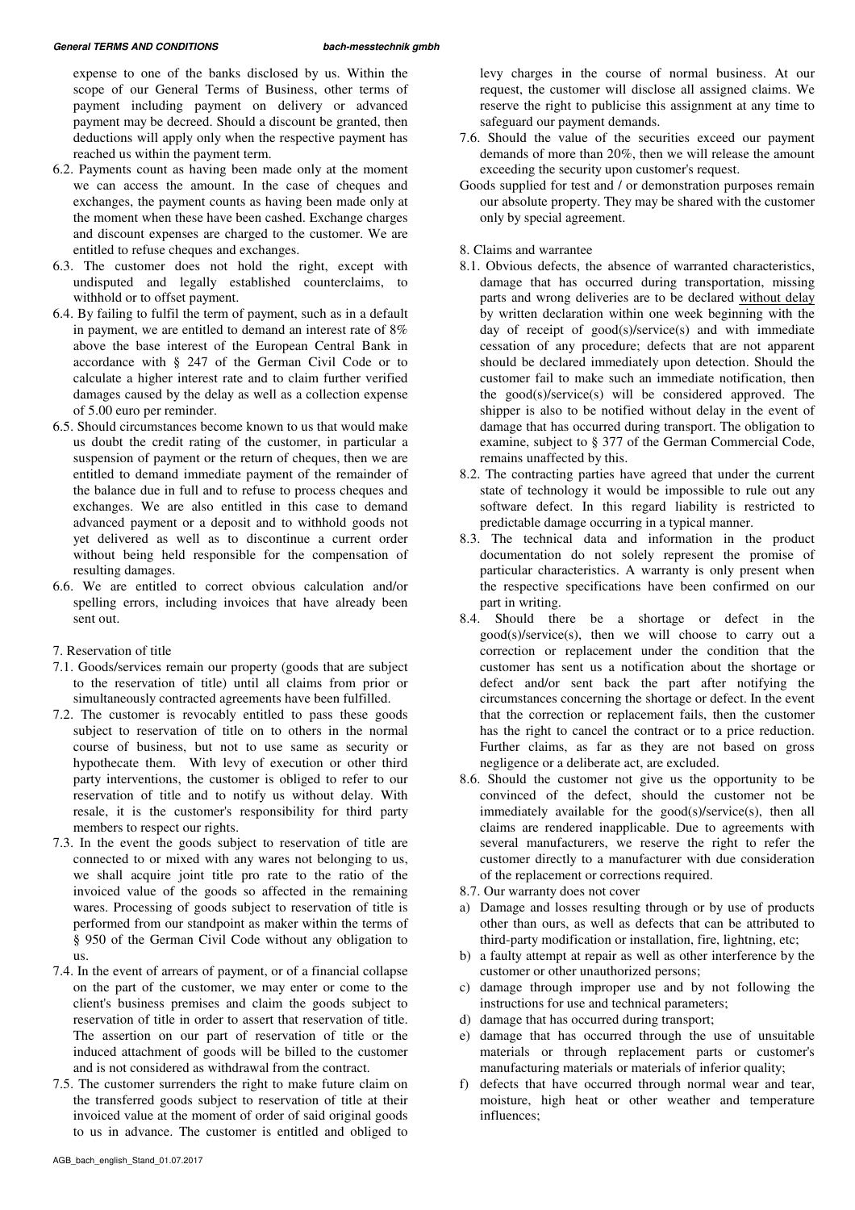expense to one of the banks disclosed by us. Within the scope of our General Terms of Business, other terms of payment including payment on delivery or advanced payment may be decreed. Should a discount be granted, then deductions will apply only when the respective payment has reached us within the payment term.

6.2. Payments count as having been made only at the moment we can access the amount. In the case of cheques and exchanges, the payment counts as having been made only at the moment when these have been cashed. Exchange charges and discount expenses are charged to the customer. We are entitled to refuse cheques and exchanges.

6.3. The customer does not hold the right, except with undisputed and legally established counterclaims, to withhold or to offset payment.

6.4. By failing to fulfil the term of payment, such as in a default in payment, we are entitled to demand an interest rate of 8% above the base interest of the European Central Bank in accordance with § 247 of the German Civil Code or to calculate a higher interest rate and to claim further verified damages caused by the delay as well as a collection expense of 5.00 euro per reminder.

6.5. Should circumstances become known to us that would make us doubt the credit rating of the customer, in particular a suspension of payment or the return of cheques, then we are entitled to demand immediate payment of the remainder of the balance due in full and to refuse to process cheques and exchanges. We are also entitled in this case to demand advanced payment or a deposit and to withhold goods not yet delivered as well as to discontinue a current order without being held responsible for the compensation of resulting damages.

6.6. We are entitled to correct obvious calculation and/or spelling errors, including invoices that have already been sent out.

7. Reservation of title

7.1. Goods/services remain our property (goods that are subject to the reservation of title) until all claims from prior or simultaneously contracted agreements have been fulfilled.

7.2. The customer is revocably entitled to pass these goods subject to reservation of title on to others in the normal course of business, but not to use same as security or hypothecate them. With levy of execution or other third party interventions, the customer is obliged to refer to our reservation of title and to notify us without delay. With resale, it is the customer's responsibility for third party members to respect our rights.

7.3. In the event the goods subject to reservation of title are connected to or mixed with any wares not belonging to us, we shall acquire joint title pro rate to the ratio of the invoiced value of the goods so affected in the remaining wares. Processing of goods subject to reservation of title is performed from our standpoint as maker within the terms of § 950 of the German Civil Code without any obligation to us.

7.4. In the event of arrears of payment, or of a financial collapse on the part of the customer, we may enter or come to the client's business premises and claim the goods subject to reservation of title in order to assert that reservation of title. The assertion on our part of reservation of title or the induced attachment of goods will be billed to the customer and is not considered as withdrawal from the contract.

7.5. The customer surrenders the right to make future claim on the transferred goods subject to reservation of title at their invoiced value at the moment of order of said original goods to us in advance. The customer is entitled and obliged to levy charges in the course of normal business. At our request, the customer will disclose all assigned claims. We reserve the right to publicise this assignment at any time to safeguard our payment demands.

7.6. Should the value of the securities exceed our payment demands of more than 20%, then we will release the amount exceeding the security upon customer's request.

Goods supplied for test and / or demonstration purposes remain our absolute property. They may be shared with the customer only by special agreement.

8. Claims and warrantee

8.1. Obvious defects, the absence of warranted characteristics, damage that has occurred during transportation, missing parts and wrong deliveries are to be declared without delay by written declaration within one week beginning with the day of receipt of good(s)/service(s) and with immediate cessation of any procedure; defects that are not apparent should be declared immediately upon detection. Should the customer fail to make such an immediate notification, then the good(s)/service(s) will be considered approved. The shipper is also to be notified without delay in the event of damage that has occurred during transport. The obligation to examine, subject to § 377 of the German Commercial Code, remains unaffected by this.

8.2. The contracting parties have agreed that under the current state of technology it would be impossible to rule out any software defect. In this regard liability is restricted to predictable damage occurring in a typical manner.

8.3. The technical data and information in the product documentation do not solely represent the promise of particular characteristics. A warranty is only present when the respective specifications have been confirmed on our part in writing.

8.4. Should there be a shortage or defect in the good(s)/service(s), then we will choose to carry out a correction or replacement under the condition that the customer has sent us a notification about the shortage or defect and/or sent back the part after notifying the circumstances concerning the shortage or defect. In the event that the correction or replacement fails, then the customer has the right to cancel the contract or to a price reduction. Further claims, as far as they are not based on gross negligence or a deliberate act, are excluded.

8.6. Should the customer not give us the opportunity to be convinced of the defect, should the customer not be immediately available for the good(s)/service(s), then all claims are rendered inapplicable. Due to agreements with several manufacturers, we reserve the right to refer the customer directly to a manufacturer with due consideration of the replacement or corrections required.

8.7. Our warranty does not cover

a) Damage and losses resulting through or by use of products other than ours, as well as defects that can be attributed to third-party modification or installation, fire, lightning, etc;
b) a faulty attempt at repair as well as other interference by the customer or other unauthorized persons;
c) damage through improper use and by not following the instructions for use and technical parameters;
d) damage that has occurred during transport;
e) damage that has occurred through the use of unsuitable materials or through replacement parts or customer's manufacturing materials or materials of inferior quality;
f) defects that have occurred through normal wear and tear, moisture, high heat or other weather and temperature influences;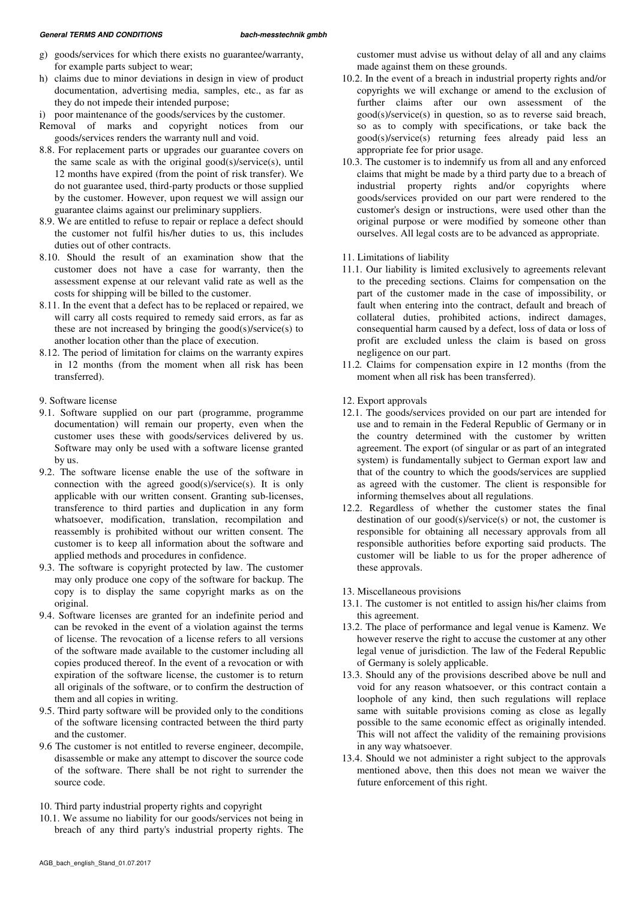g) goods/services for which there exists no guarantee/warranty, for example parts subject to wear;
h) claims due to minor deviations in design in view of product documentation, advertising media, samples, etc., as far as they do not impede their intended purpose;
i) poor maintenance of the goods/services by the customer.

Removal of marks and copyright notices from our goods/services renders the warranty null and void.

8.8. For replacement parts or upgrades our guarantee covers on the same scale as with the original good(s)/service(s), until 12 months have expired (from the point of risk transfer). We do not guarantee used, third-party products or those supplied by the customer. However, upon request we will assign our guarantee claims against our preliminary suppliers.

8.9. We are entitled to refuse to repair or replace a defect should the customer not fulfil his/her duties to us, this includes duties out of other contracts.

8.10. Should the result of an examination show that the customer does not have a case for warranty, then the assessment expense at our relevant valid rate as well as the costs for shipping will be billed to the customer.

8.11. In the event that a defect has to be replaced or repaired, we will carry all costs required to remedy said errors, as far as these are not increased by bringing the good(s)/service(s) to another location other than the place of execution.

8.12. The period of limitation for claims on the warranty expires in 12 months (from the moment when all risk has been transferred).

9. Software license

9.1. Software supplied on our part (programme, programme documentation) will remain our property, even when the customer uses these with goods/services delivered by us. Software may only be used with a software license granted by us.

9.2. The software license enable the use of the software in connection with the agreed good(s)/service(s). It is only applicable with our written consent. Granting sub-licenses, transference to third parties and duplication in any form whatsoever, modification, translation, recompilation and reassembly is prohibited without our written consent. The customer is to keep all information about the software and applied methods and procedures in confidence.

9.3. The software is copyright protected by law. The customer may only produce one copy of the software for backup. The copy is to display the same copyright marks as on the original.

9.4. Software licenses are granted for an indefinite period and can be revoked in the event of a violation against the terms of license. The revocation of a license refers to all versions of the software made available to the customer including all copies produced thereof. In the event of a revocation or with expiration of the software license, the customer is to return all originals of the software, or to confirm the destruction of them and all copies in writing.

9.5. Third party software will be provided only to the conditions of the software licensing contracted between the third party and the customer.

9.6 The customer is not entitled to reverse engineer, decompile, disassemble or make any attempt to discover the source code of the software. There shall be not right to surrender the source code.

10. Third party industrial property rights and copyright

10.1. We assume no liability for our goods/services not being in breach of any third party's industrial property rights. The customer must advise us without delay of all and any claims made against them on these grounds.

10.2. In the event of a breach in industrial property rights and/or copyrights we will exchange or amend to the exclusion of further claims after our own assessment of the good(s)/service(s) in question, so as to reverse said breach, so as to comply with specifications, or take back the good(s)/service(s) returning fees already paid less an appropriate fee for prior usage.

10.3. The customer is to indemnify us from all and any enforced claims that might be made by a third party due to a breach of industrial property rights and/or copyrights where goods/services provided on our part were rendered to the customer's design or instructions, were used other than the original purpose or were modified by someone other than ourselves. All legal costs are to be advanced as appropriate.

11. Limitations of liability

11.1. Our liability is limited exclusively to agreements relevant to the preceding sections. Claims for compensation on the part of the customer made in the case of impossibility, or fault when entering into the contract, default and breach of collateral duties, prohibited actions, indirect damages, consequential harm caused by a defect, loss of data or loss of profit are excluded unless the claim is based on gross negligence on our part.

11.2. Claims for compensation expire in 12 months (from the moment when all risk has been transferred).

12. Export approvals

12.1. The goods/services provided on our part are intended for use and to remain in the Federal Republic of Germany or in the country determined with the customer by written agreement. The export (of singular or as part of an integrated system) is fundamentally subject to German export law and that of the country to which the goods/services are supplied as agreed with the customer. The client is responsible for informing themselves about all regulations.

12.2. Regardless of whether the customer states the final destination of our good(s)/service(s) or not, the customer is responsible for obtaining all necessary approvals from all responsible authorities before exporting said products. The customer will be liable to us for the proper adherence of these approvals.

13. Miscellaneous provisions

13.1. The customer is not entitled to assign his/her claims from this agreement.

13.2. The place of performance and legal venue is Kamenz. We however reserve the right to accuse the customer at any other legal venue of jurisdiction. The law of the Federal Republic of Germany is solely applicable.

13.3. Should any of the provisions described above be null and void for any reason whatsoever, or this contract contain a loophole of any kind, then such regulations will replace same with suitable provisions coming as close as legally possible to the same economic effect as originally intended. This will not affect the validity of the remaining provisions in any way whatsoever.

13.4. Should we not administer a right subject to the approvals mentioned above, then this does not mean we waiver the future enforcement of this right.